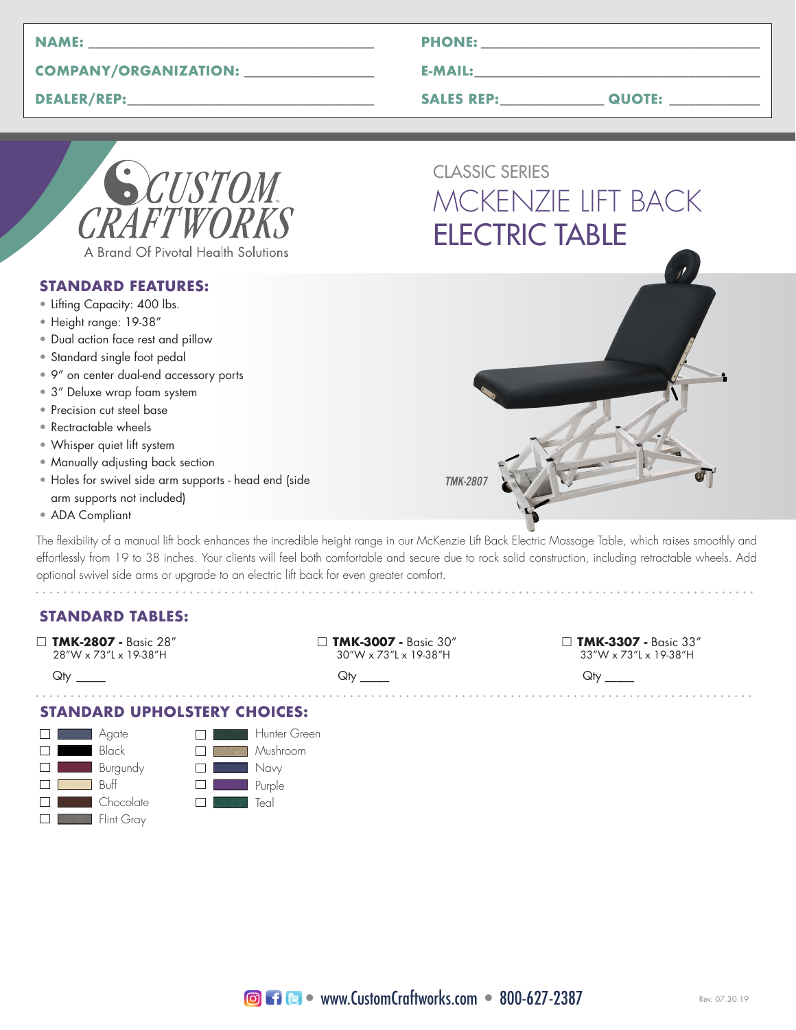NAME: ____________________________________

COMPANY/ORGANIZATION: ________________

DEALER/REP: ______________________________

PHONE: ____________________________________

E-MAIL: ____________________________________

SALES REP: _____________ QUOTE: ___________

CUSTOM CRAFTWORKS

A Brand Of Pivotal Health Solutions

# CLASSIC SERIES
# MCKENZIE LIFT BACK ELECTRIC TABLE

## STANDARD FEATURES:

- Lifting Capacity: 400 lbs.
- Height range: 19-38″
- Dual action face rest and pillow
- Standard single foot pedal
- 9″ on center dual-end accessory ports
- 3″ Deluxe wrap foam system
- Precision cut steel base
- Rectractable wheels
- Whisper quiet lift system
- Manually adjusting back section
- Holes for swivel side arm supports - head end (side arm supports not included)
- ADA Compliant

*TMK-2807*

The flexibility of a manual lift back enhances the incredible height range in our McKenzie Lift Back Electric Massage Table, which raises smoothly and effortlessly from 19 to 38 inches. Your clients will feel both comfortable and secure due to rock solid construction, including retractable wheels. Add optional swivel side arms or upgrade to an electric lift back for even greater comfort.

## STANDARD TABLES:

☐ **TMK-2807 -** Basic 28″
28″W x 73″L x 19-38″H
Qty ____

☐ **TMK-3007 -** Basic 30″
30″W x 73″L x 19-38″H
Qty ____

☐ **TMK-3307 -** Basic 33″
33″W x 73″L x 19-38″H
Qty ____

## STANDARD UPHOLSTERY CHOICES:

- ☐ Agate
- ☐ Black
- ☐ Burgundy
- ☐ Buff
- ☐ Chocolate
- ☐ Flint Gray
- ☐ Hunter Green
- ☐ Mushroom
- ☐ Navy
- ☐ Purple
- ☐ Teal

www.CustomCraftworks.com • 800-627-2387

Rev. 07.30.19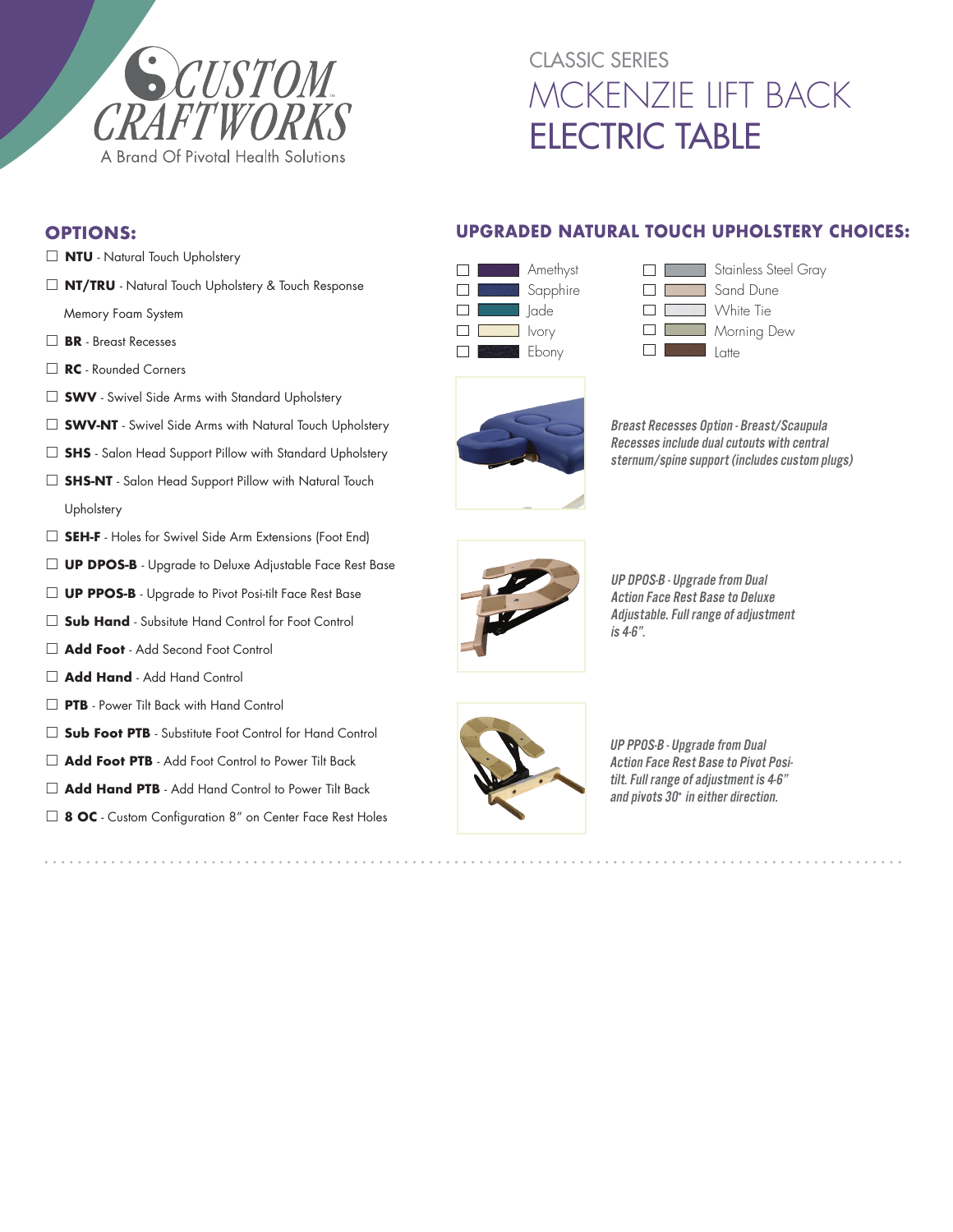# CUSTOM CRAFTWORKS

A Brand Of Pivotal Health Solutions

CLASSIC SERIES

# MCKENZIE LIFT BACK ELECTRIC TABLE

## OPTIONS:

- ☐ **NTU** - Natural Touch Upholstery
- ☐ **NT/TRU** - Natural Touch Upholstery & Touch Response Memory Foam System
- ☐ **BR** - Breast Recesses
- ☐ **RC** - Rounded Corners
- ☐ **SWV** - Swivel Side Arms with Standard Upholstery
- ☐ **SWV-NT** - Swivel Side Arms with Natural Touch Upholstery
- ☐ **SHS** - Salon Head Support Pillow with Standard Upholstery
- ☐ **SHS-NT** - Salon Head Support Pillow with Natural Touch Upholstery
- ☐ **SEH-F** - Holes for Swivel Side Arm Extensions (Foot End)
- ☐ **UP DPOS-B** - Upgrade to Deluxe Adjustable Face Rest Base
- ☐ **UP PPOS-B** - Upgrade to Pivot Posi-tilt Face Rest Base
- ☐ **Sub Hand** - Subsitute Hand Control for Foot Control
- ☐ **Add Foot** - Add Second Foot Control
- ☐ **Add Hand** - Add Hand Control
- ☐ **PTB** - Power Tilt Back with Hand Control
- ☐ **Sub Foot PTB** - Substitute Foot Control for Hand Control
- ☐ **Add Foot PTB** - Add Foot Control to Power Tilt Back
- ☐ **Add Hand PTB** - Add Hand Control to Power Tilt Back
- ☐ **8 OC** - Custom Configuration 8" on Center Face Rest Holes

## UPGRADED NATURAL TOUCH UPHOLSTERY CHOICES:

- ☐ Amethyst
- ☐ Sapphire
- ☐ Jade
- ☐ Ivory
- ☐ Ebony
- ☐ Stainless Steel Gray
- ☐ Sand Dune
- ☐ White Tie
- ☐ Morning Dew
- ☐ Latte

*Breast Recesses Option - Breast/Scaupula Recesses include dual cutouts with central sternum/spine support (includes custom plugs)*

*UP DPOS-B - Upgrade from Dual Action Face Rest Base to Deluxe Adjustable. Full range of adjustment is 4-6".*

*UP PPOS-B - Upgrade from Dual Action Face Rest Base to Pivot Posi-tilt. Full range of adjustment is 4-6" and pivots 30° in either direction.*